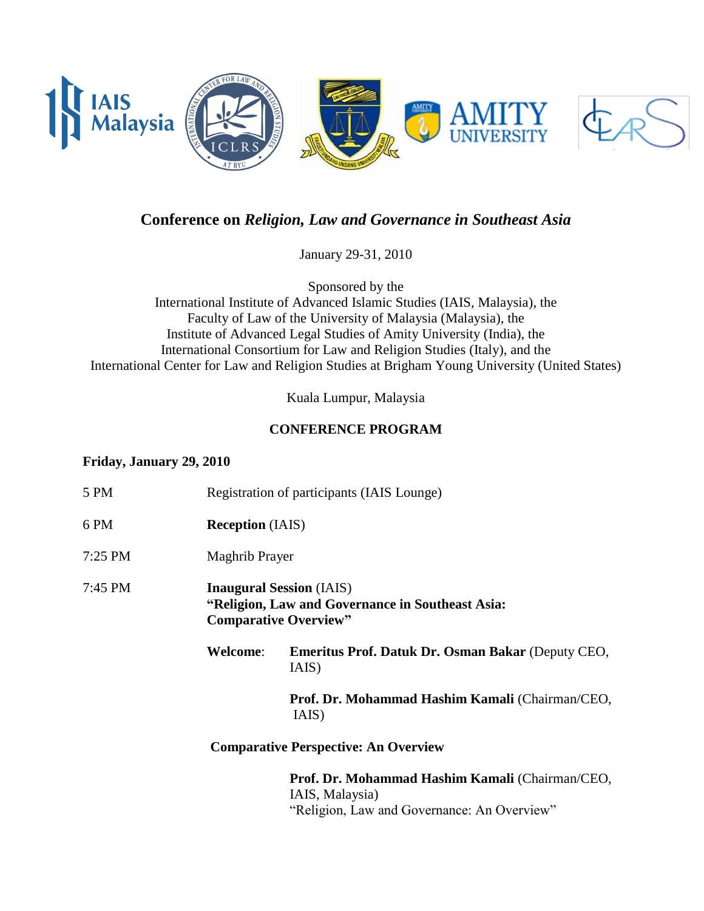# Conference on *Religion, Law and Governance in Southeast Asia*

January 29-31, 2010

Sponsored by the
International Institute of Advanced Islamic Studies (IAIS, Malaysia), the
Faculty of Law of the University of Malaysia (Malaysia), the
Institute of Advanced Legal Studies of Amity University (India), the
International Consortium for Law and Religion Studies (Italy), and the
International Center for Law and Religion Studies at Brigham Young University (United States)

Kuala Lumpur, Malaysia

## CONFERENCE PROGRAM

### Friday, January 29, 2010

5 PM — Registration of participants (IAIS Lounge)

6 PM — **Reception** (IAIS)

7:25 PM — Maghrib Prayer

7:45 PM — **Inaugural Session** (IAIS)
**"Religion, Law and Governance in Southeast Asia: Comparative Overview"**

**Welcome**: **Emeritus Prof. Datuk Dr. Osman Bakar** (Deputy CEO, IAIS)

**Prof. Dr. Mohammad Hashim Kamali** (Chairman/CEO, IAIS)

**Comparative Perspective: An Overview**

**Prof. Dr. Mohammad Hashim Kamali** (Chairman/CEO, IAIS, Malaysia)
"Religion, Law and Governance: An Overview"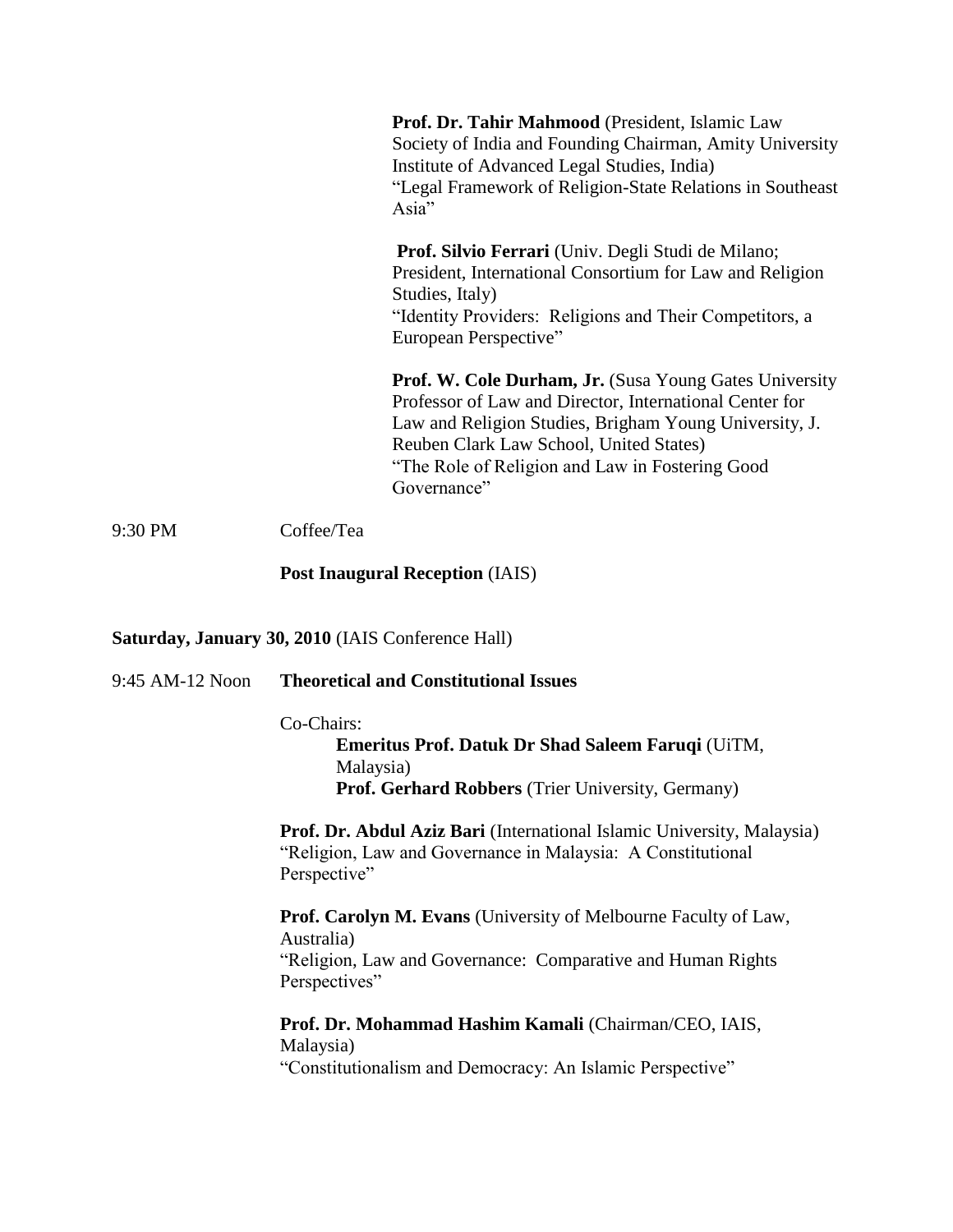**Prof. Dr. Tahir Mahmood** (President, Islamic Law Society of India and Founding Chairman, Amity University Institute of Advanced Legal Studies, India)
"Legal Framework of Religion-State Relations in Southeast Asia"

**Prof. Silvio Ferrari** (Univ. Degli Studi de Milano; President, International Consortium for Law and Religion Studies, Italy)
"Identity Providers: Religions and Their Competitors, a European Perspective"

**Prof. W. Cole Durham, Jr.** (Susa Young Gates University Professor of Law and Director, International Center for Law and Religion Studies, Brigham Young University, J. Reuben Clark Law School, United States)
"The Role of Religion and Law in Fostering Good Governance"

9:30 PM Coffee/Tea

**Post Inaugural Reception** (IAIS)

**Saturday, January 30, 2010** (IAIS Conference Hall)

9:45 AM-12 Noon **Theoretical and Constitutional Issues**

Co-Chairs:

**Emeritus Prof. Datuk Dr Shad Saleem Faruqi** (UiTM, Malaysia)
**Prof. Gerhard Robbers** (Trier University, Germany)

**Prof. Dr. Abdul Aziz Bari** (International Islamic University, Malaysia)
"Religion, Law and Governance in Malaysia: A Constitutional Perspective"

**Prof. Carolyn M. Evans** (University of Melbourne Faculty of Law, Australia)
"Religion, Law and Governance: Comparative and Human Rights Perspectives"

**Prof. Dr. Mohammad Hashim Kamali** (Chairman/CEO, IAIS, Malaysia)
"Constitutionalism and Democracy: An Islamic Perspective"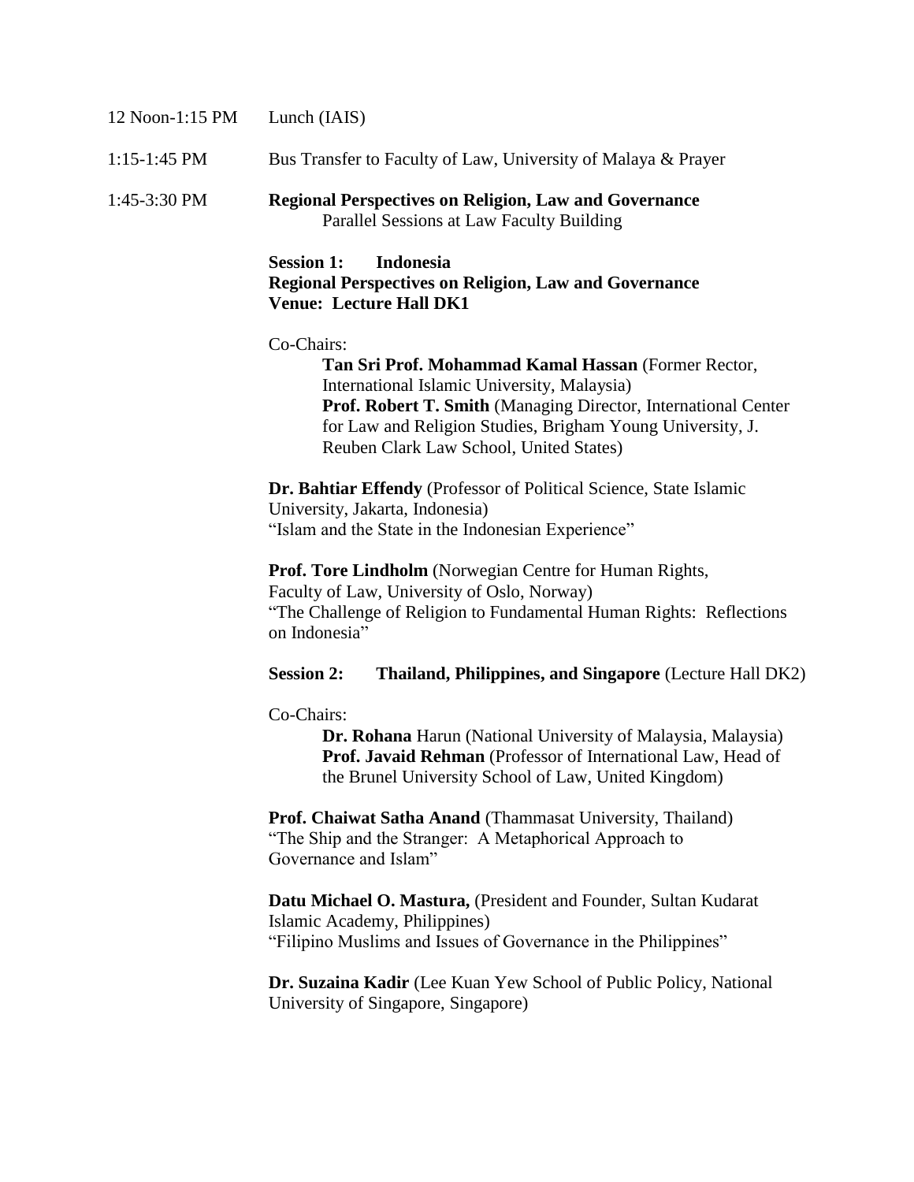12 Noon-1:15 PM Lunch (IAIS)

1:15-1:45 PM Bus Transfer to Faculty of Law, University of Malaya & Prayer

1:45-3:30 PM **Regional Perspectives on Religion, Law and Governance**
Parallel Sessions at Law Faculty Building

**Session 1: Indonesia**
**Regional Perspectives on Religion, Law and Governance**
**Venue: Lecture Hall DK1**

Co-Chairs:

**Tan Sri Prof. Mohammad Kamal Hassan** (Former Rector, International Islamic University, Malaysia)
**Prof. Robert T. Smith** (Managing Director, International Center for Law and Religion Studies, Brigham Young University, J. Reuben Clark Law School, United States)

**Dr. Bahtiar Effendy** (Professor of Political Science, State Islamic University, Jakarta, Indonesia)
"Islam and the State in the Indonesian Experience"

**Prof. Tore Lindholm** (Norwegian Centre for Human Rights, Faculty of Law, University of Oslo, Norway)
"The Challenge of Religion to Fundamental Human Rights: Reflections on Indonesia"

**Session 2: Thailand, Philippines, and Singapore** (Lecture Hall DK2)

Co-Chairs:

**Dr. Rohana** Harun (National University of Malaysia, Malaysia)
**Prof. Javaid Rehman** (Professor of International Law, Head of the Brunel University School of Law, United Kingdom)

**Prof. Chaiwat Satha Anand** (Thammasat University, Thailand)
"The Ship and the Stranger: A Metaphorical Approach to Governance and Islam"

**Datu Michael O. Mastura,** (President and Founder, Sultan Kudarat Islamic Academy, Philippines)
"Filipino Muslims and Issues of Governance in the Philippines"

**Dr. Suzaina Kadir** (Lee Kuan Yew School of Public Policy, National University of Singapore, Singapore)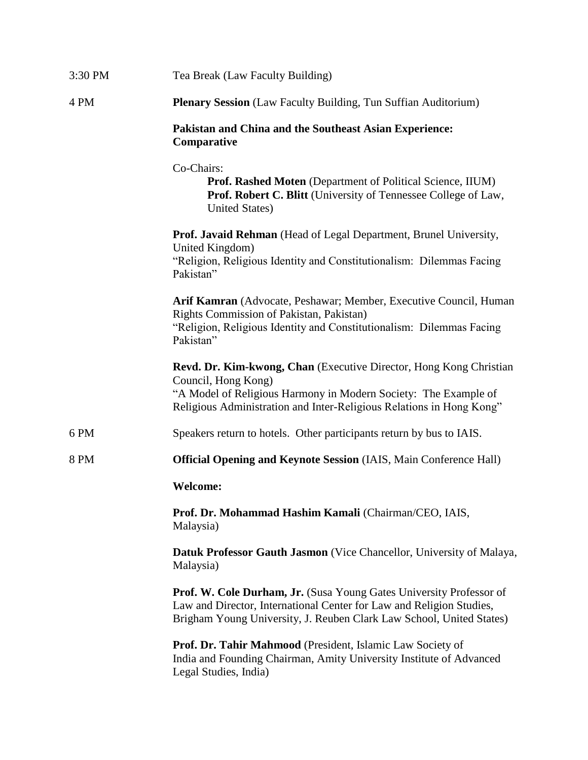3:30 PM Tea Break (Law Faculty Building)

4 PM **Plenary Session** (Law Faculty Building, Tun Suffian Auditorium)

**Pakistan and China and the Southeast Asian Experience: Comparative**

Co-Chairs:

**Prof. Rashed Moten** (Department of Political Science, IIUM)
**Prof. Robert C. Blitt** (University of Tennessee College of Law, United States)

**Prof. Javaid Rehman** (Head of Legal Department, Brunel University, United Kingdom)
"Religion, Religious Identity and Constitutionalism: Dilemmas Facing Pakistan"

**Arif Kamran** (Advocate, Peshawar; Member, Executive Council, Human Rights Commission of Pakistan, Pakistan)
"Religion, Religious Identity and Constitutionalism: Dilemmas Facing Pakistan"

**Revd. Dr. Kim-kwong, Chan** (Executive Director, Hong Kong Christian Council, Hong Kong)
"A Model of Religious Harmony in Modern Society: The Example of Religious Administration and Inter-Religious Relations in Hong Kong"

6 PM Speakers return to hotels. Other participants return by bus to IAIS.

8 PM **Official Opening and Keynote Session** (IAIS, Main Conference Hall)

**Welcome:**

**Prof. Dr. Mohammad Hashim Kamali** (Chairman/CEO, IAIS, Malaysia)

**Datuk Professor Gauth Jasmon** (Vice Chancellor, University of Malaya, Malaysia)

**Prof. W. Cole Durham, Jr.** (Susa Young Gates University Professor of Law and Director, International Center for Law and Religion Studies, Brigham Young University, J. Reuben Clark Law School, United States)

**Prof. Dr. Tahir Mahmood** (President, Islamic Law Society of India and Founding Chairman, Amity University Institute of Advanced Legal Studies, India)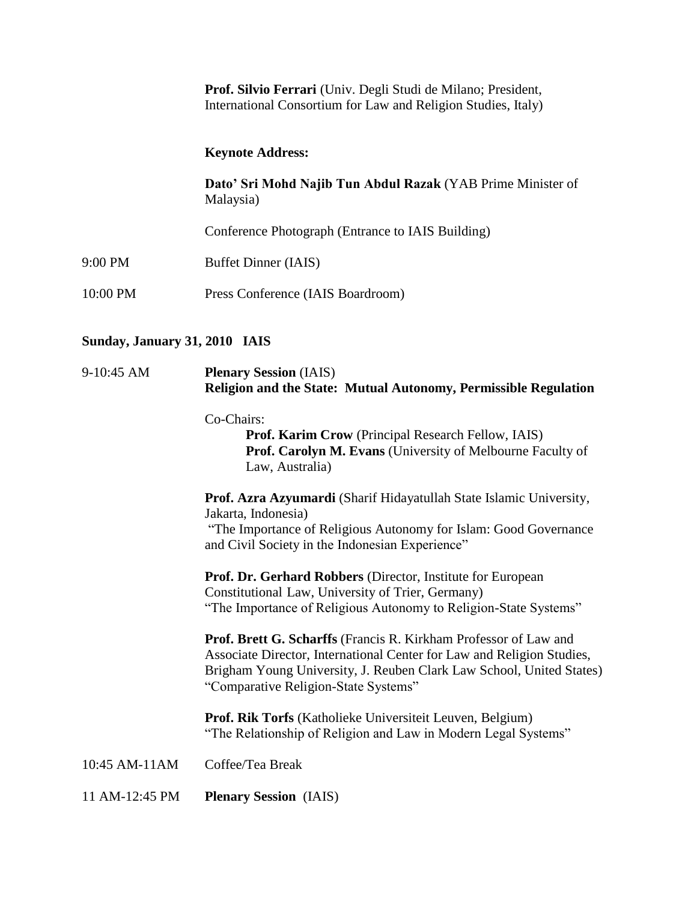**Prof. Silvio Ferrari** (Univ. Degli Studi de Milano; President, International Consortium for Law and Religion Studies, Italy)

**Keynote Address:**

**Dato' Sri Mohd Najib Tun Abdul Razak** (YAB Prime Minister of Malaysia)

Conference Photograph (Entrance to IAIS Building)

9:00 PM Buffet Dinner (IAIS)

10:00 PM Press Conference (IAIS Boardroom)

**Sunday, January 31, 2010 IAIS**

9-10:45 AM **Plenary Session** (IAIS)
**Religion and the State: Mutual Autonomy, Permissible Regulation**

Co-Chairs:

- **Prof. Karim Crow** (Principal Research Fellow, IAIS)
- **Prof. Carolyn M. Evans** (University of Melbourne Faculty of Law, Australia)

**Prof. Azra Azyumardi** (Sharif Hidayatullah State Islamic University, Jakarta, Indonesia)
"The Importance of Religious Autonomy for Islam: Good Governance and Civil Society in the Indonesian Experience"

**Prof. Dr. Gerhard Robbers** (Director, Institute for European Constitutional Law, University of Trier, Germany)
"The Importance of Religious Autonomy to Religion-State Systems"

**Prof. Brett G. Scharffs** (Francis R. Kirkham Professor of Law and Associate Director, International Center for Law and Religion Studies, Brigham Young University, J. Reuben Clark Law School, United States)
"Comparative Religion-State Systems"

**Prof. Rik Torfs** (Katholieke Universiteit Leuven, Belgium)
"The Relationship of Religion and Law in Modern Legal Systems"

10:45 AM-11AM Coffee/Tea Break

11 AM-12:45 PM **Plenary Session** (IAIS)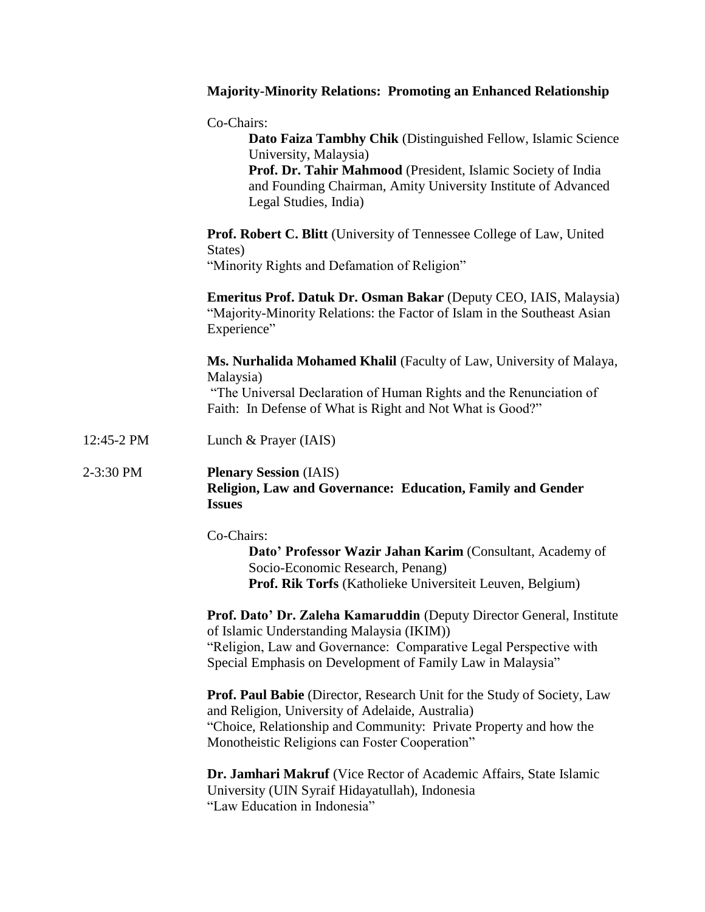**Majority-Minority Relations: Promoting an Enhanced Relationship**

Co-Chairs:

**Dato Faiza Tambhy Chik** (Distinguished Fellow, Islamic Science University, Malaysia)
**Prof. Dr. Tahir Mahmood** (President, Islamic Society of India and Founding Chairman, Amity University Institute of Advanced Legal Studies, India)

**Prof. Robert C. Blitt** (University of Tennessee College of Law, United States)
"Minority Rights and Defamation of Religion"

**Emeritus Prof. Datuk Dr. Osman Bakar** (Deputy CEO, IAIS, Malaysia)
"Majority-Minority Relations: the Factor of Islam in the Southeast Asian Experience"

**Ms. Nurhalida Mohamed Khalil** (Faculty of Law, University of Malaya, Malaysia)
"The Universal Declaration of Human Rights and the Renunciation of Faith: In Defense of What is Right and Not What is Good?"

12:45-2 PM Lunch & Prayer (IAIS)

2-3:30 PM **Plenary Session** (IAIS)
**Religion, Law and Governance: Education, Family and Gender Issues**

Co-Chairs:

**Dato' Professor Wazir Jahan Karim** (Consultant, Academy of Socio-Economic Research, Penang)
**Prof. Rik Torfs** (Katholieke Universiteit Leuven, Belgium)

**Prof. Dato' Dr. Zaleha Kamaruddin** (Deputy Director General, Institute of Islamic Understanding Malaysia (IKIM))
"Religion, Law and Governance: Comparative Legal Perspective with Special Emphasis on Development of Family Law in Malaysia"

**Prof. Paul Babie** (Director, Research Unit for the Study of Society, Law and Religion, University of Adelaide, Australia)
"Choice, Relationship and Community: Private Property and how the Monotheistic Religions can Foster Cooperation"

**Dr. Jamhari Makruf** (Vice Rector of Academic Affairs, State Islamic University (UIN Syraif Hidayatullah), Indonesia
"Law Education in Indonesia"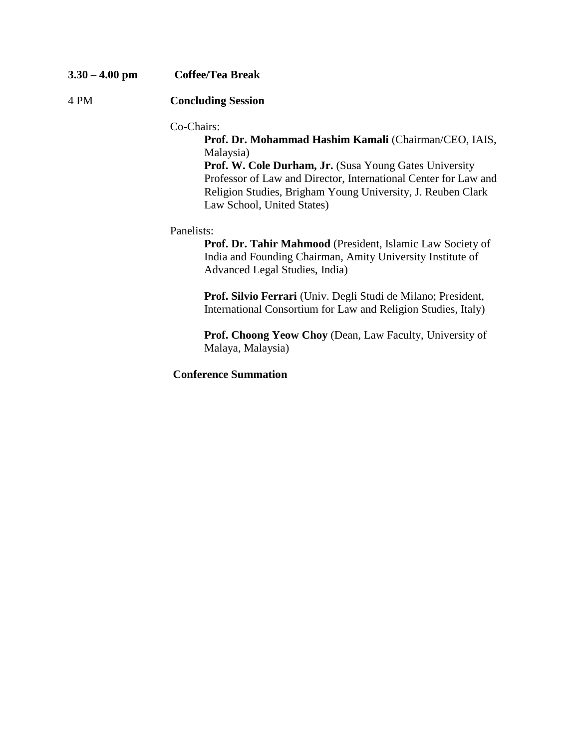**3.30 – 4.00 pm** **Coffee/Tea Break**

4 PM **Concluding Session**

Co-Chairs:

**Prof. Dr. Mohammad Hashim Kamali** (Chairman/CEO, IAIS, Malaysia)
**Prof. W. Cole Durham, Jr.** (Susa Young Gates University Professor of Law and Director, International Center for Law and Religion Studies, Brigham Young University, J. Reuben Clark Law School, United States)

Panelists:

**Prof. Dr. Tahir Mahmood** (President, Islamic Law Society of India and Founding Chairman, Amity University Institute of Advanced Legal Studies, India)

**Prof. Silvio Ferrari** (Univ. Degli Studi de Milano; President, International Consortium for Law and Religion Studies, Italy)

**Prof. Choong Yeow Choy** (Dean, Law Faculty, University of Malaya, Malaysia)

**Conference Summation**